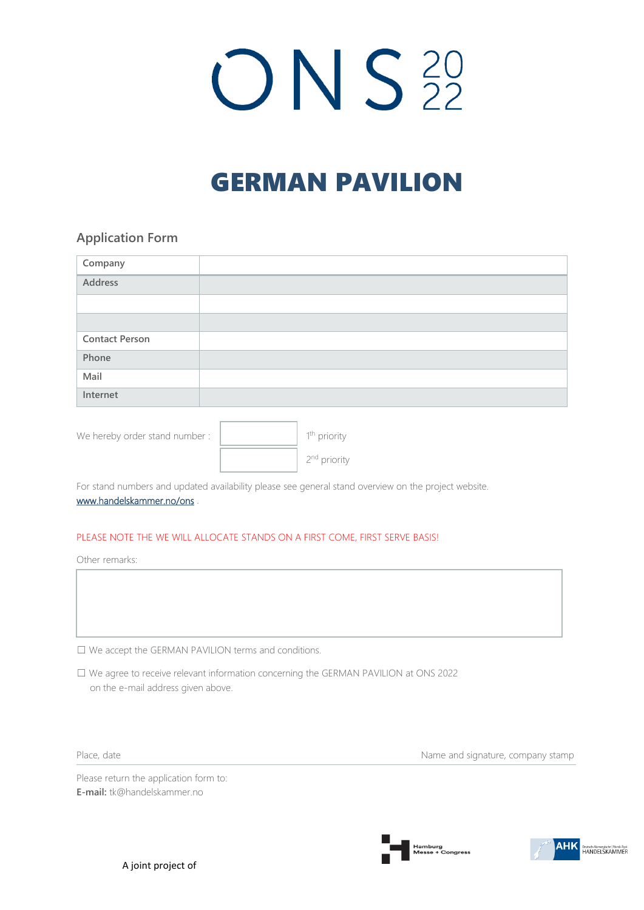# ONS 2022

# GERMAN PAVILION

## Application Form

| Company | |
|---|---|
| Address | |
| | |
| | |
| Contact Person | |
| Phone | |
| Mail | |
| Internet | |

We hereby order stand number : 

| | |
|---|---|
| | 1th priority |
| | 2nd priority |

For stand numbers and updated availability please see general stand overview on the project website. [www.handelskammer.no/ons](www.handelskammer.no/ons) .

PLEASE NOTE THE WE WILL ALLOCATE STANDS ON A FIRST COME, FIRST SERVE BASIS!

Other remarks:

☐ We accept the GERMAN PAVILION terms and conditions.

☐ We agree to receive relevant information concerning the GERMAN PAVILION at ONS 2022 on the e-mail address given above.

Place, date | Name and signature, company stamp

Please return the application form to:
**E-mail:** tk@handelskammer.no

A joint project of

Hamburg Messe + Congress

AHK Deutsch-Norwegische | Norsk-Tysk HANDELSKAMMER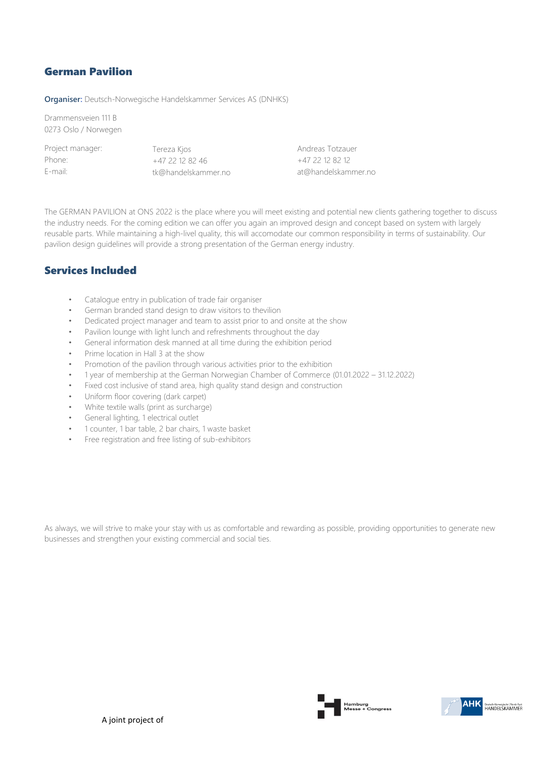## German Pavilion

**Organiser:** Deutsch-Norwegische Handelskammer Services AS (DNHKS)

Drammensveien 111 B
0273 Oslo / Norwegen

| | | |
|---|---|---|
| Project manager: | Tereza Kjos | Andreas Totzauer |
| Phone: | +47 22 12 82 46 | +47 22 12 82 12 |
| E-mail: | tk@handelskammer.no | at@handelskammer.no |

The GERMAN PAVILION at ONS 2022 is the place where you will meet existing and potential new clients gathering together to discuss the industry needs. For the coming edition we can offer you again an improved design and concept based on system with largely reusable parts. While maintaining a high-livel quality, this will accomodate our common responsibility in terms of sustainability. Our pavilion design guidelines will provide a strong presentation of the German energy industry.

## Services Included

- Catalogue entry in publication of trade fair organiser
- German branded stand design to draw visitors to thevilion
- Dedicated project manager and team to assist prior to and onsite at the show
- Pavilion lounge with light lunch and refreshments throughout the day
- General information desk manned at all time during the exhibition period
- Prime location in Hall 3 at the show
- Promotion of the pavilion through various activities prior to the exhibition
- 1 year of membership at the German Norwegian Chamber of Commerce (01.01.2022 – 31.12.2022)
- Fixed cost inclusive of stand area, high quality stand design and construction
- Uniform floor covering (dark carpet)
- White textile walls (print as surcharge)
- General lighting, 1 electrical outlet
- 1 counter, 1 bar table, 2 bar chairs, 1 waste basket
- Free registration and free listing of sub-exhibitors

As always, we will strive to make your stay with us as comfortable and rewarding as possible, providing opportunities to generate new businesses and strengthen your existing commercial and social ties.

A joint project of

Hamburg Messe + Congress

AHK Deutsch-Norwegische | Norsk-Tysk HANDELSKAMMER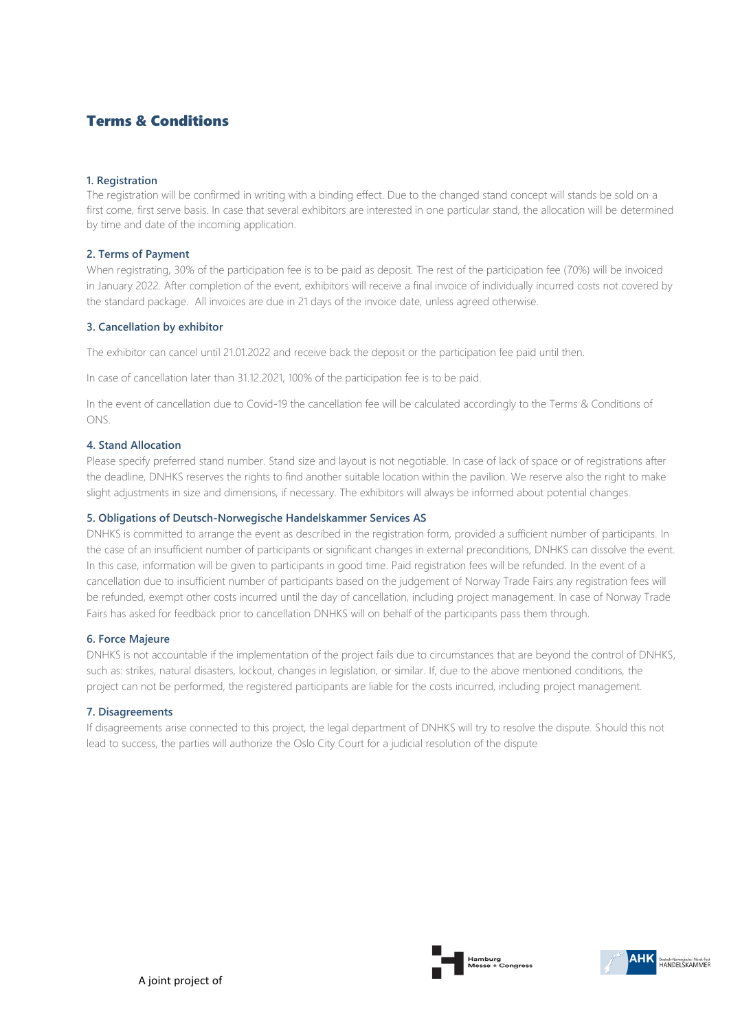# Terms & Conditions

### 1. Registration

The registration will be confirmed in writing with a binding effect. Due to the changed stand concept will stands be sold on a first come, first serve basis. In case that several exhibitors are interested in one particular stand, the allocation will be determined by time and date of the incoming application.

### 2. Terms of Payment

When registrating, 30% of the participation fee is to be paid as deposit. The rest of the participation fee (70%) will be invoiced in January 2022. After completion of the event, exhibitors will receive a final invoice of individually incurred costs not covered by the standard package. All invoices are due in 21 days of the invoice date, unless agreed otherwise.

### 3. Cancellation by exhibitor

The exhibitor can cancel until 21.01.2022 and receive back the deposit or the participation fee paid until then.

In case of cancellation later than 31.12.2021, 100% of the participation fee is to be paid.

In the event of cancellation due to Covid-19 the cancellation fee will be calculated accordingly to the Terms & Conditions of ONS.

### 4. Stand Allocation

Please specify preferred stand number. Stand size and layout is not negotiable. In case of lack of space or of registrations after the deadline, DNHKS reserves the rights to find another suitable location within the pavilion. We reserve also the right to make slight adjustments in size and dimensions, if necessary. The exhibitors will always be informed about potential changes.

### 5. Obligations of Deutsch-Norwegische Handelskammer Services AS

DNHKS is committed to arrange the event as described in the registration form, provided a sufficient number of participants. In the case of an insufficient number of participants or significant changes in external preconditions, DNHKS can dissolve the event. In this case, information will be given to participants in good time. Paid registration fees will be refunded. In the event of a cancellation due to insufficient number of participants based on the judgement of Norway Trade Fairs any registration fees will be refunded, exempt other costs incurred until the day of cancellation, including project management. In case of Norway Trade Fairs has asked for feedback prior to cancellation DNHKS will on behalf of the participants pass them through.

### 6. Force Majeure

DNHKS is not accountable if the implementation of the project fails due to circumstances that are beyond the control of DNHKS, such as: strikes, natural disasters, lockout, changes in legislation, or similar. If, due to the above mentioned conditions, the project can not be performed, the registered participants are liable for the costs incurred, including project management.

### 7. Disagreements

If disagreements arise connected to this project, the legal department of DNHKS will try to resolve the dispute. Should this not lead to success, the parties will authorize the Oslo City Court for a judicial resolution of the dispute

A joint project of

Hamburg Messe + Congress

AHK Deutsch-Norwegische | Norsk-Tysk HANDELSKAMMER